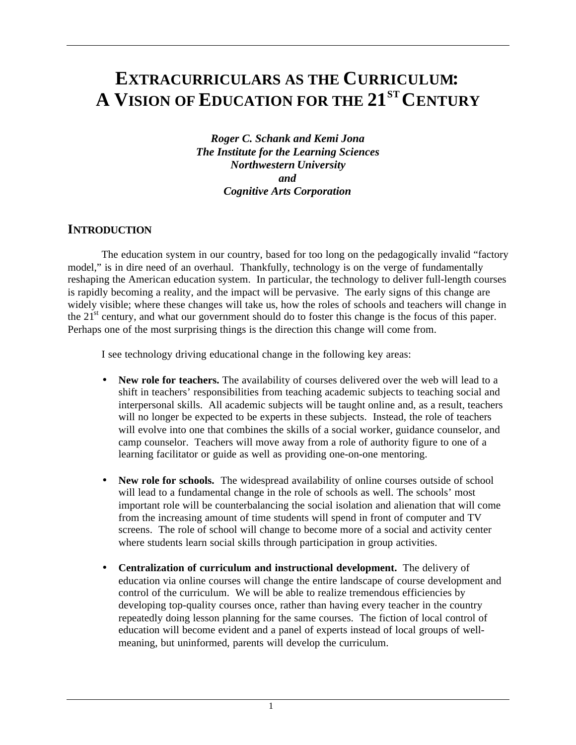# Extracurriculars as the Curriculum: A Vision of Education for the 21st Century

***Roger C. Schank and Kemi Jona***
***The Institute for the Learning Sciences***
***Northwestern University***
***and***
***Cognitive Arts Corporation***

## Introduction

The education system in our country, based for too long on the pedagogically invalid "factory model," is in dire need of an overhaul. Thankfully, technology is on the verge of fundamentally reshaping the American education system. In particular, the technology to deliver full-length courses is rapidly becoming a reality, and the impact will be pervasive. The early signs of this change are widely visible; where these changes will take us, how the roles of schools and teachers will change in the 21st century, and what our government should do to foster this change is the focus of this paper. Perhaps one of the most surprising things is the direction this change will come from.

I see technology driving educational change in the following key areas:

- **New role for teachers.** The availability of courses delivered over the web will lead to a shift in teachers' responsibilities from teaching academic subjects to teaching social and interpersonal skills. All academic subjects will be taught online and, as a result, teachers will no longer be expected to be experts in these subjects. Instead, the role of teachers will evolve into one that combines the skills of a social worker, guidance counselor, and camp counselor. Teachers will move away from a role of authority figure to one of a learning facilitator or guide as well as providing one-on-one mentoring.

- **New role for schools.** The widespread availability of online courses outside of school will lead to a fundamental change in the role of schools as well. The schools' most important role will be counterbalancing the social isolation and alienation that will come from the increasing amount of time students will spend in front of computer and TV screens. The role of school will change to become more of a social and activity center where students learn social skills through participation in group activities.

- **Centralization of curriculum and instructional development.** The delivery of education via online courses will change the entire landscape of course development and control of the curriculum. We will be able to realize tremendous efficiencies by developing top-quality courses once, rather than having every teacher in the country repeatedly doing lesson planning for the same courses. The fiction of local control of education will become evident and a panel of experts instead of local groups of well-meaning, but uninformed, parents will develop the curriculum.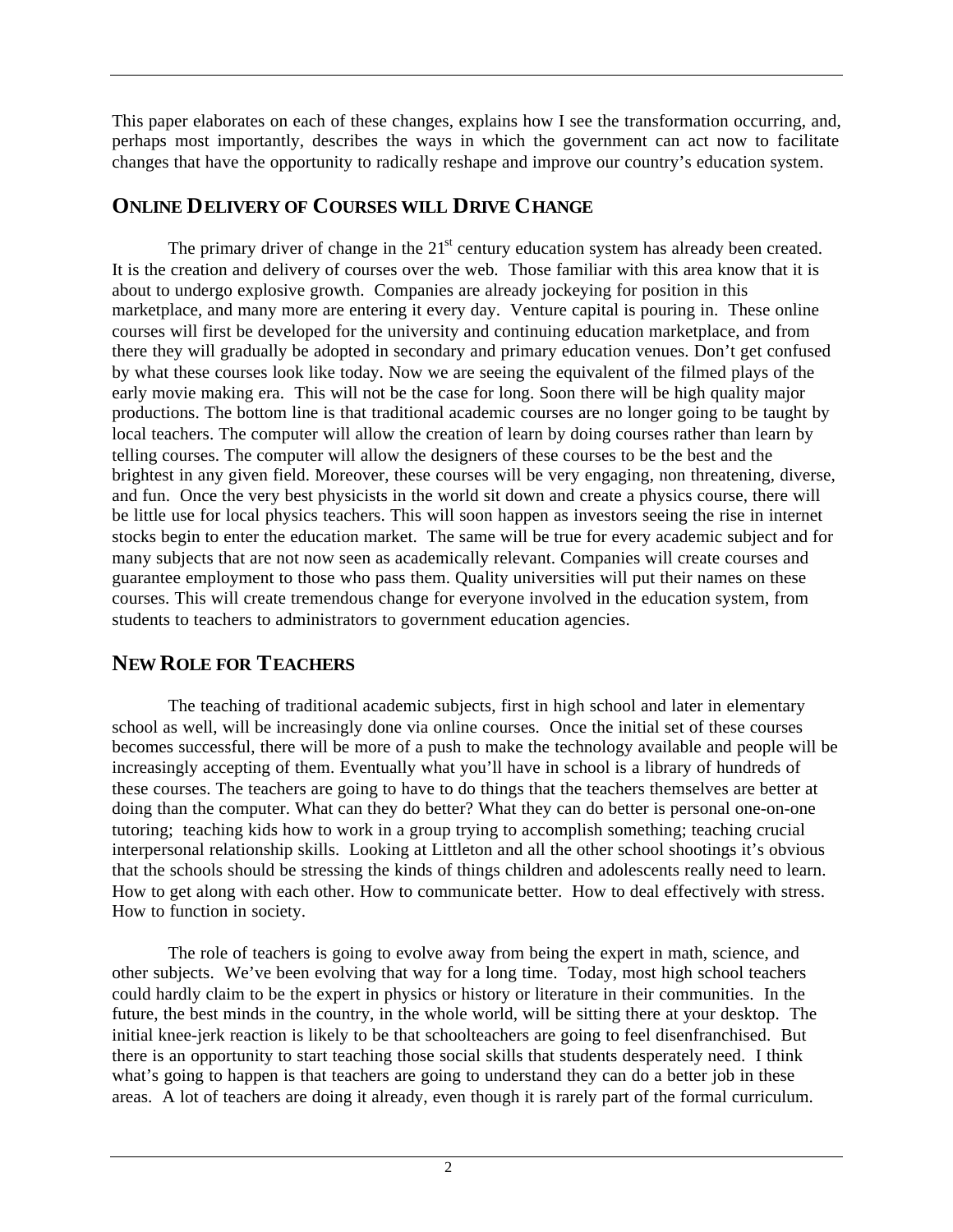This paper elaborates on each of these changes, explains how I see the transformation occurring, and, perhaps most importantly, describes the ways in which the government can act now to facilitate changes that have the opportunity to radically reshape and improve our country's education system.

## ONLINE DELIVERY OF COURSES WILL DRIVE CHANGE

The primary driver of change in the 21st century education system has already been created. It is the creation and delivery of courses over the web. Those familiar with this area know that it is about to undergo explosive growth. Companies are already jockeying for position in this marketplace, and many more are entering it every day. Venture capital is pouring in. These online courses will first be developed for the university and continuing education marketplace, and from there they will gradually be adopted in secondary and primary education venues. Don't get confused by what these courses look like today. Now we are seeing the equivalent of the filmed plays of the early movie making era. This will not be the case for long. Soon there will be high quality major productions. The bottom line is that traditional academic courses are no longer going to be taught by local teachers. The computer will allow the creation of learn by doing courses rather than learn by telling courses. The computer will allow the designers of these courses to be the best and the brightest in any given field. Moreover, these courses will be very engaging, non threatening, diverse, and fun. Once the very best physicists in the world sit down and create a physics course, there will be little use for local physics teachers. This will soon happen as investors seeing the rise in internet stocks begin to enter the education market. The same will be true for every academic subject and for many subjects that are not now seen as academically relevant. Companies will create courses and guarantee employment to those who pass them. Quality universities will put their names on these courses. This will create tremendous change for everyone involved in the education system, from students to teachers to administrators to government education agencies.

## NEW ROLE FOR TEACHERS

The teaching of traditional academic subjects, first in high school and later in elementary school as well, will be increasingly done via online courses. Once the initial set of these courses becomes successful, there will be more of a push to make the technology available and people will be increasingly accepting of them. Eventually what you'll have in school is a library of hundreds of these courses. The teachers are going to have to do things that the teachers themselves are better at doing than the computer. What can they do better? What they can do better is personal one-on-one tutoring; teaching kids how to work in a group trying to accomplish something; teaching crucial interpersonal relationship skills. Looking at Littleton and all the other school shootings it's obvious that the schools should be stressing the kinds of things children and adolescents really need to learn. How to get along with each other. How to communicate better. How to deal effectively with stress. How to function in society.

The role of teachers is going to evolve away from being the expert in math, science, and other subjects. We've been evolving that way for a long time. Today, most high school teachers could hardly claim to be the expert in physics or history or literature in their communities. In the future, the best minds in the country, in the whole world, will be sitting there at your desktop. The initial knee-jerk reaction is likely to be that schoolteachers are going to feel disenfranchised. But there is an opportunity to start teaching those social skills that students desperately need. I think what's going to happen is that teachers are going to understand they can do a better job in these areas. A lot of teachers are doing it already, even though it is rarely part of the formal curriculum.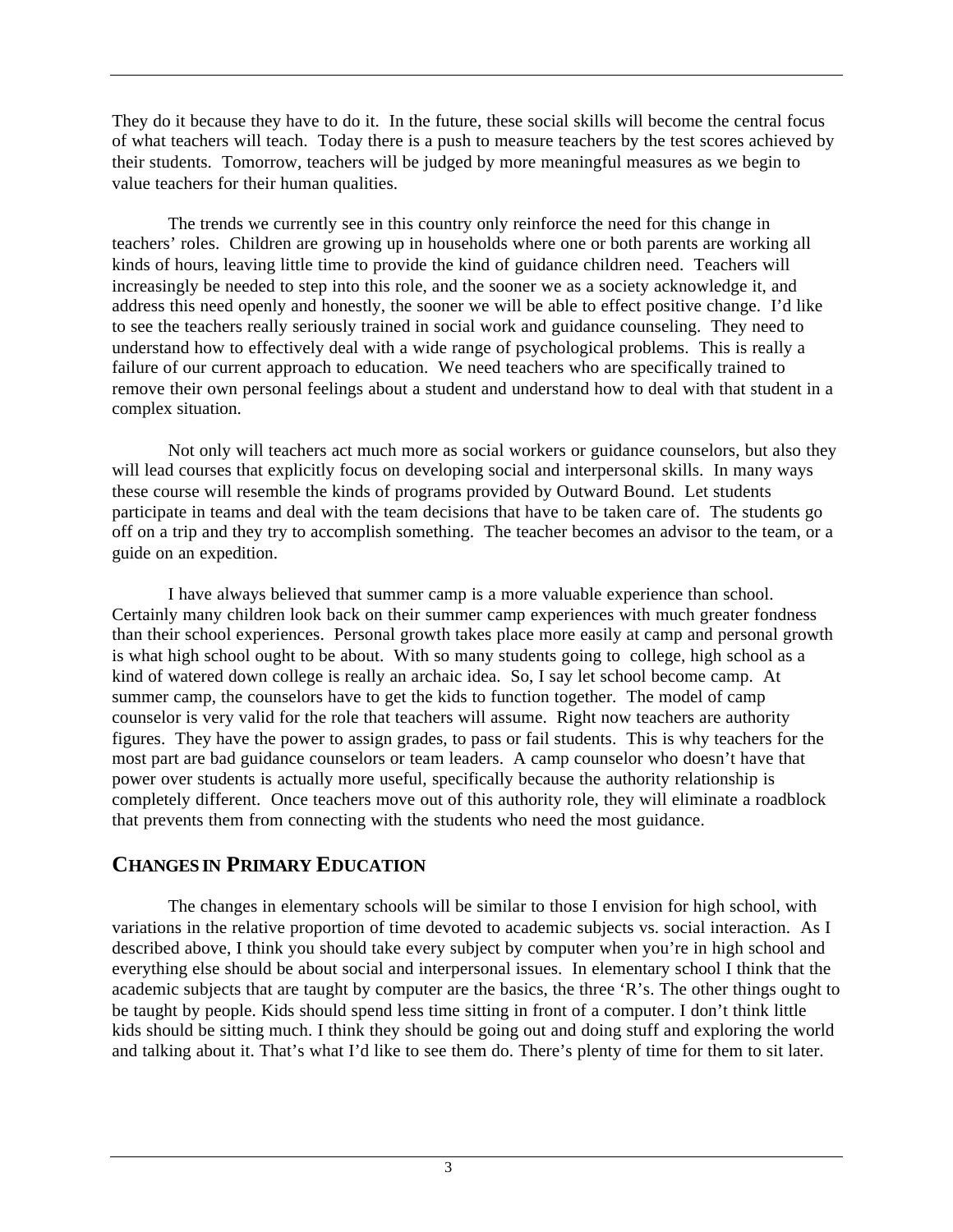They do it because they have to do it. In the future, these social skills will become the central focus of what teachers will teach. Today there is a push to measure teachers by the test scores achieved by their students. Tomorrow, teachers will be judged by more meaningful measures as we begin to value teachers for their human qualities.

The trends we currently see in this country only reinforce the need for this change in teachers' roles. Children are growing up in households where one or both parents are working all kinds of hours, leaving little time to provide the kind of guidance children need. Teachers will increasingly be needed to step into this role, and the sooner we as a society acknowledge it, and address this need openly and honestly, the sooner we will be able to effect positive change. I'd like to see the teachers really seriously trained in social work and guidance counseling. They need to understand how to effectively deal with a wide range of psychological problems. This is really a failure of our current approach to education. We need teachers who are specifically trained to remove their own personal feelings about a student and understand how to deal with that student in a complex situation.

Not only will teachers act much more as social workers or guidance counselors, but also they will lead courses that explicitly focus on developing social and interpersonal skills. In many ways these course will resemble the kinds of programs provided by Outward Bound. Let students participate in teams and deal with the team decisions that have to be taken care of. The students go off on a trip and they try to accomplish something. The teacher becomes an advisor to the team, or a guide on an expedition.

I have always believed that summer camp is a more valuable experience than school. Certainly many children look back on their summer camp experiences with much greater fondness than their school experiences. Personal growth takes place more easily at camp and personal growth is what high school ought to be about. With so many students going to college, high school as a kind of watered down college is really an archaic idea. So, I say let school become camp. At summer camp, the counselors have to get the kids to function together. The model of camp counselor is very valid for the role that teachers will assume. Right now teachers are authority figures. They have the power to assign grades, to pass or fail students. This is why teachers for the most part are bad guidance counselors or team leaders. A camp counselor who doesn't have that power over students is actually more useful, specifically because the authority relationship is completely different. Once teachers move out of this authority role, they will eliminate a roadblock that prevents them from connecting with the students who need the most guidance.

## CHANGES IN PRIMARY EDUCATION

The changes in elementary schools will be similar to those I envision for high school, with variations in the relative proportion of time devoted to academic subjects vs. social interaction. As I described above, I think you should take every subject by computer when you're in high school and everything else should be about social and interpersonal issues. In elementary school I think that the academic subjects that are taught by computer are the basics, the three 'R's. The other things ought to be taught by people. Kids should spend less time sitting in front of a computer. I don't think little kids should be sitting much. I think they should be going out and doing stuff and exploring the world and talking about it. That's what I'd like to see them do. There's plenty of time for them to sit later.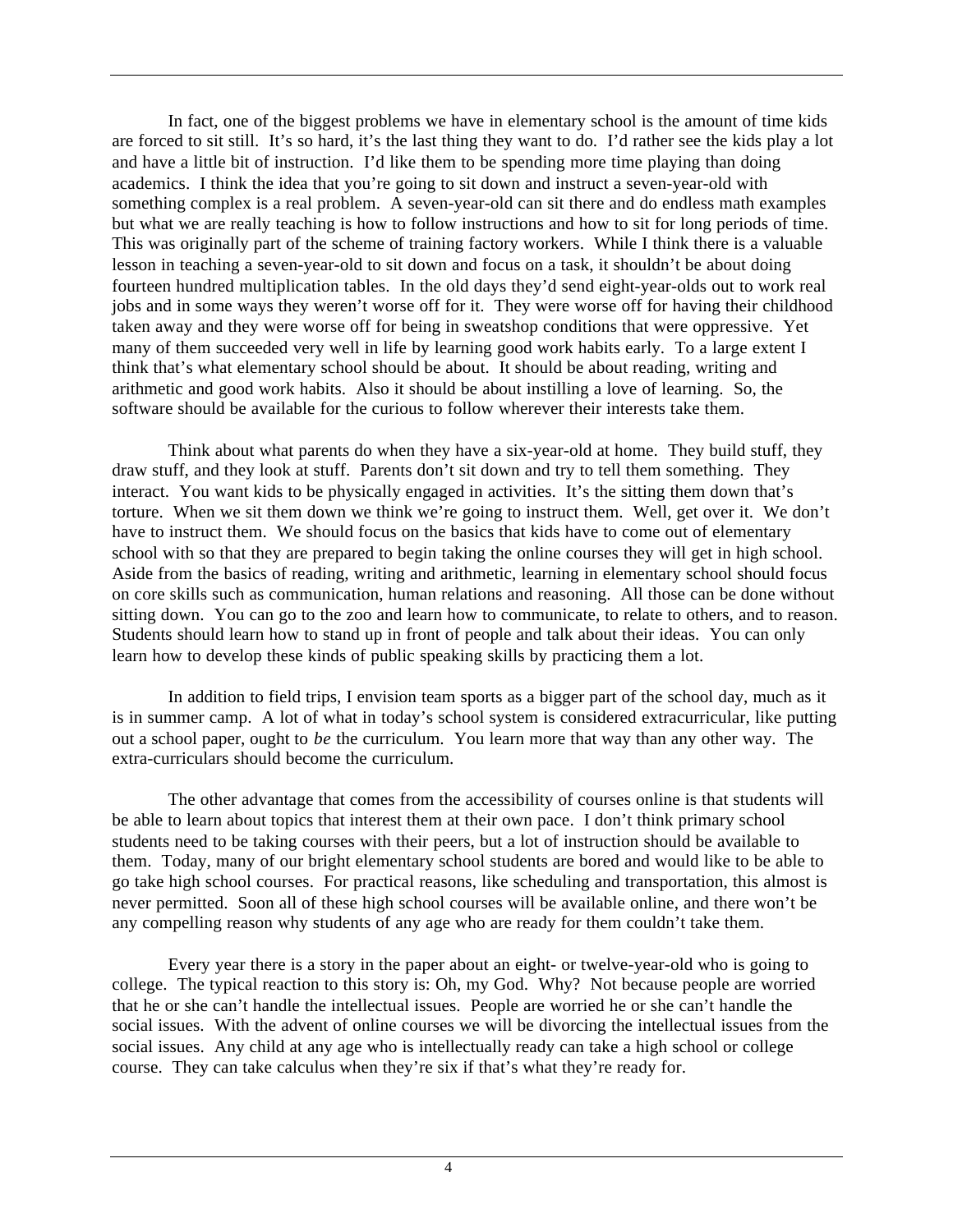In fact, one of the biggest problems we have in elementary school is the amount of time kids are forced to sit still. It's so hard, it's the last thing they want to do. I'd rather see the kids play a lot and have a little bit of instruction. I'd like them to be spending more time playing than doing academics. I think the idea that you're going to sit down and instruct a seven-year-old with something complex is a real problem. A seven-year-old can sit there and do endless math examples but what we are really teaching is how to follow instructions and how to sit for long periods of time. This was originally part of the scheme of training factory workers. While I think there is a valuable lesson in teaching a seven-year-old to sit down and focus on a task, it shouldn't be about doing fourteen hundred multiplication tables. In the old days they'd send eight-year-olds out to work real jobs and in some ways they weren't worse off for it. They were worse off for having their childhood taken away and they were worse off for being in sweatshop conditions that were oppressive. Yet many of them succeeded very well in life by learning good work habits early. To a large extent I think that's what elementary school should be about. It should be about reading, writing and arithmetic and good work habits. Also it should be about instilling a love of learning. So, the software should be available for the curious to follow wherever their interests take them.

Think about what parents do when they have a six-year-old at home. They build stuff, they draw stuff, and they look at stuff. Parents don't sit down and try to tell them something. They interact. You want kids to be physically engaged in activities. It's the sitting them down that's torture. When we sit them down we think we're going to instruct them. Well, get over it. We don't have to instruct them. We should focus on the basics that kids have to come out of elementary school with so that they are prepared to begin taking the online courses they will get in high school. Aside from the basics of reading, writing and arithmetic, learning in elementary school should focus on core skills such as communication, human relations and reasoning. All those can be done without sitting down. You can go to the zoo and learn how to communicate, to relate to others, and to reason. Students should learn how to stand up in front of people and talk about their ideas. You can only learn how to develop these kinds of public speaking skills by practicing them a lot.

In addition to field trips, I envision team sports as a bigger part of the school day, much as it is in summer camp. A lot of what in today's school system is considered extracurricular, like putting out a school paper, ought to *be* the curriculum. You learn more that way than any other way. The extra-curriculars should become the curriculum.

The other advantage that comes from the accessibility of courses online is that students will be able to learn about topics that interest them at their own pace. I don't think primary school students need to be taking courses with their peers, but a lot of instruction should be available to them. Today, many of our bright elementary school students are bored and would like to be able to go take high school courses. For practical reasons, like scheduling and transportation, this almost is never permitted. Soon all of these high school courses will be available online, and there won't be any compelling reason why students of any age who are ready for them couldn't take them.

Every year there is a story in the paper about an eight- or twelve-year-old who is going to college. The typical reaction to this story is: Oh, my God. Why? Not because people are worried that he or she can't handle the intellectual issues. People are worried he or she can't handle the social issues. With the advent of online courses we will be divorcing the intellectual issues from the social issues. Any child at any age who is intellectually ready can take a high school or college course. They can take calculus when they're six if that's what they're ready for.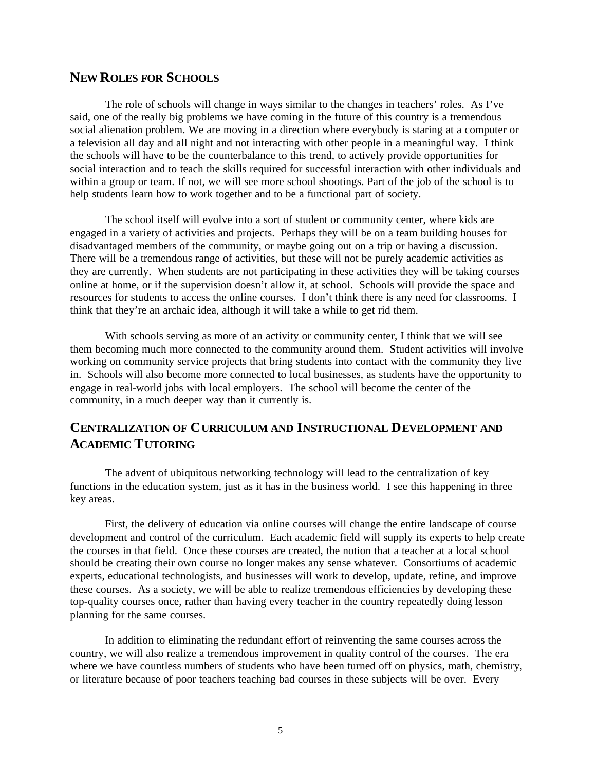## New Roles for Schools

The role of schools will change in ways similar to the changes in teachers' roles. As I've said, one of the really big problems we have coming in the future of this country is a tremendous social alienation problem. We are moving in a direction where everybody is staring at a computer or a television all day and all night and not interacting with other people in a meaningful way. I think the schools will have to be the counterbalance to this trend, to actively provide opportunities for social interaction and to teach the skills required for successful interaction with other individuals and within a group or team. If not, we will see more school shootings. Part of the job of the school is to help students learn how to work together and to be a functional part of society.

The school itself will evolve into a sort of student or community center, where kids are engaged in a variety of activities and projects. Perhaps they will be on a team building houses for disadvantaged members of the community, or maybe going out on a trip or having a discussion. There will be a tremendous range of activities, but these will not be purely academic activities as they are currently. When students are not participating in these activities they will be taking courses online at home, or if the supervision doesn't allow it, at school. Schools will provide the space and resources for students to access the online courses. I don't think there is any need for classrooms. I think that they're an archaic idea, although it will take a while to get rid them.

With schools serving as more of an activity or community center, I think that we will see them becoming much more connected to the community around them. Student activities will involve working on community service projects that bring students into contact with the community they live in. Schools will also become more connected to local businesses, as students have the opportunity to engage in real-world jobs with local employers. The school will become the center of the community, in a much deeper way than it currently is.

## Centralization of Curriculum and Instructional Development and Academic Tutoring

The advent of ubiquitous networking technology will lead to the centralization of key functions in the education system, just as it has in the business world. I see this happening in three key areas.

First, the delivery of education via online courses will change the entire landscape of course development and control of the curriculum. Each academic field will supply its experts to help create the courses in that field. Once these courses are created, the notion that a teacher at a local school should be creating their own course no longer makes any sense whatever. Consortiums of academic experts, educational technologists, and businesses will work to develop, update, refine, and improve these courses. As a society, we will be able to realize tremendous efficiencies by developing these top-quality courses once, rather than having every teacher in the country repeatedly doing lesson planning for the same courses.

In addition to eliminating the redundant effort of reinventing the same courses across the country, we will also realize a tremendous improvement in quality control of the courses. The era where we have countless numbers of students who have been turned off on physics, math, chemistry, or literature because of poor teachers teaching bad courses in these subjects will be over. Every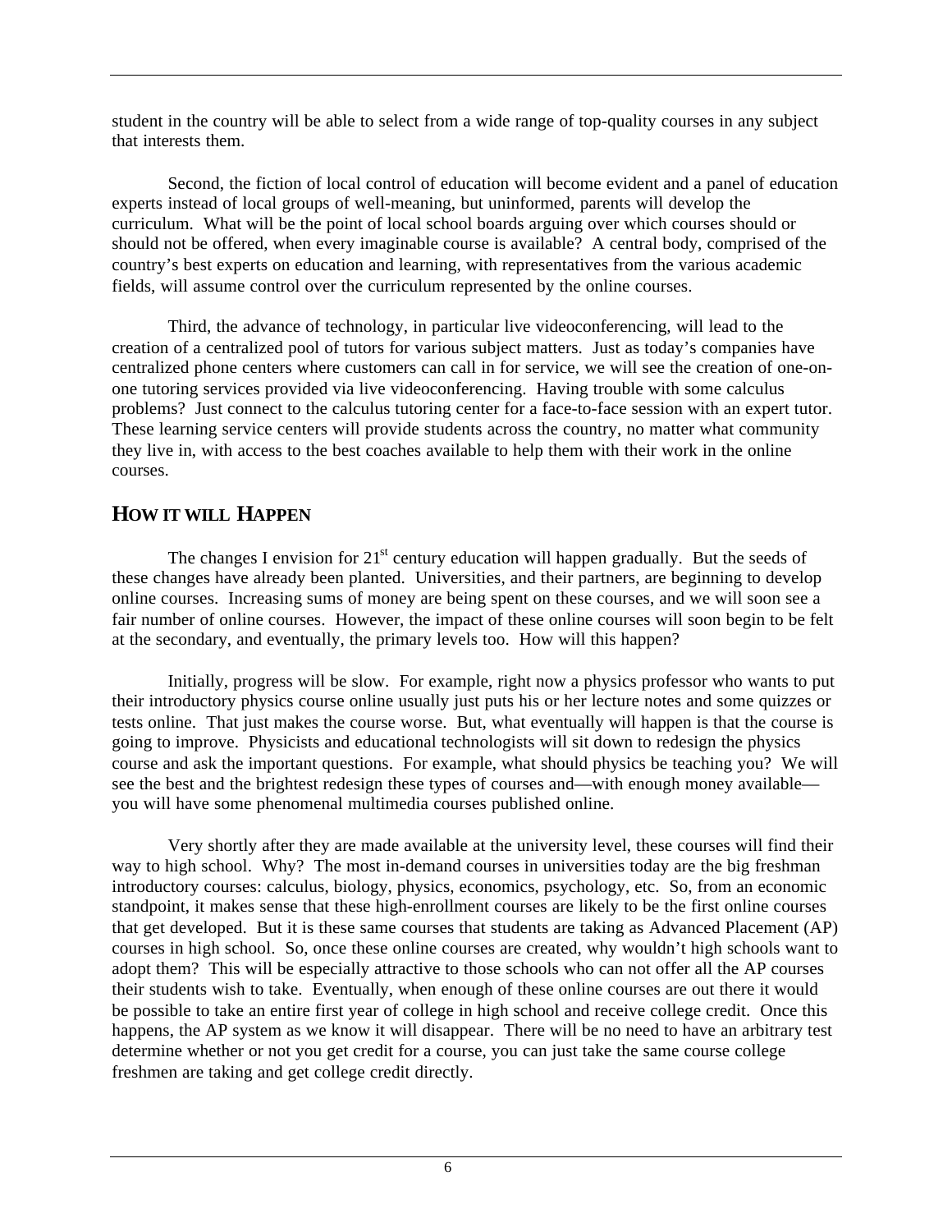student in the country will be able to select from a wide range of top-quality courses in any subject that interests them.

Second, the fiction of local control of education will become evident and a panel of education experts instead of local groups of well-meaning, but uninformed, parents will develop the curriculum. What will be the point of local school boards arguing over which courses should or should not be offered, when every imaginable course is available? A central body, comprised of the country's best experts on education and learning, with representatives from the various academic fields, will assume control over the curriculum represented by the online courses.

Third, the advance of technology, in particular live videoconferencing, will lead to the creation of a centralized pool of tutors for various subject matters. Just as today's companies have centralized phone centers where customers can call in for service, we will see the creation of one-on-one tutoring services provided via live videoconferencing. Having trouble with some calculus problems? Just connect to the calculus tutoring center for a face-to-face session with an expert tutor. These learning service centers will provide students across the country, no matter what community they live in, with access to the best coaches available to help them with their work in the online courses.

## HOW IT WILL HAPPEN

The changes I envision for 21st century education will happen gradually. But the seeds of these changes have already been planted. Universities, and their partners, are beginning to develop online courses. Increasing sums of money are being spent on these courses, and we will soon see a fair number of online courses. However, the impact of these online courses will soon begin to be felt at the secondary, and eventually, the primary levels too. How will this happen?

Initially, progress will be slow. For example, right now a physics professor who wants to put their introductory physics course online usually just puts his or her lecture notes and some quizzes or tests online. That just makes the course worse. But, what eventually will happen is that the course is going to improve. Physicists and educational technologists will sit down to redesign the physics course and ask the important questions. For example, what should physics be teaching you? We will see the best and the brightest redesign these types of courses and—with enough money available—you will have some phenomenal multimedia courses published online.

Very shortly after they are made available at the university level, these courses will find their way to high school. Why? The most in-demand courses in universities today are the big freshman introductory courses: calculus, biology, physics, economics, psychology, etc. So, from an economic standpoint, it makes sense that these high-enrollment courses are likely to be the first online courses that get developed. But it is these same courses that students are taking as Advanced Placement (AP) courses in high school. So, once these online courses are created, why wouldn't high schools want to adopt them? This will be especially attractive to those schools who can not offer all the AP courses their students wish to take. Eventually, when enough of these online courses are out there it would be possible to take an entire first year of college in high school and receive college credit. Once this happens, the AP system as we know it will disappear. There will be no need to have an arbitrary test determine whether or not you get credit for a course, you can just take the same course college freshmen are taking and get college credit directly.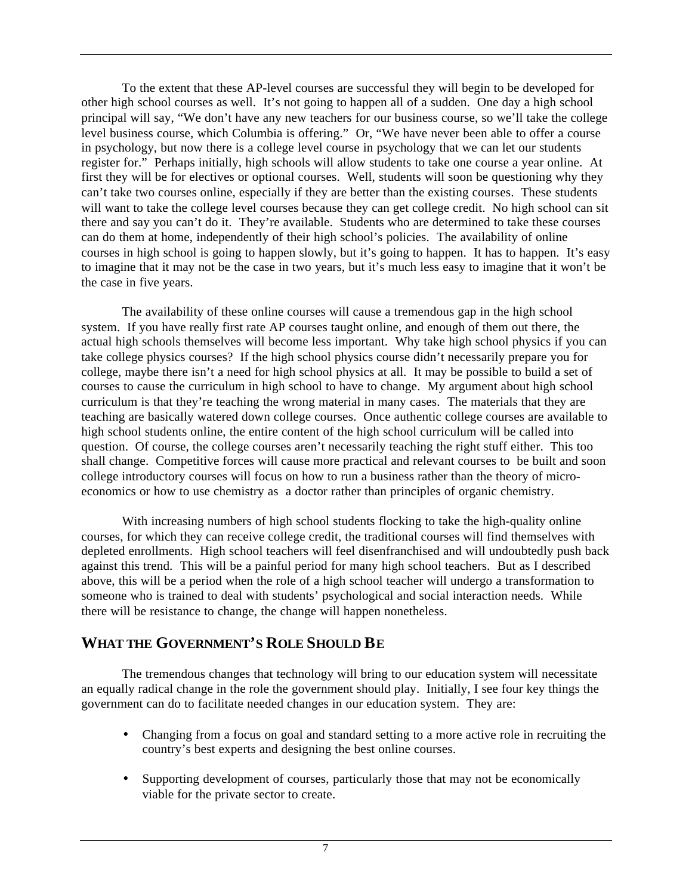To the extent that these AP-level courses are successful they will begin to be developed for other high school courses as well. It's not going to happen all of a sudden. One day a high school principal will say, "We don't have any new teachers for our business course, so we'll take the college level business course, which Columbia is offering." Or, "We have never been able to offer a course in psychology, but now there is a college level course in psychology that we can let our students register for." Perhaps initially, high schools will allow students to take one course a year online. At first they will be for electives or optional courses. Well, students will soon be questioning why they can't take two courses online, especially if they are better than the existing courses. These students will want to take the college level courses because they can get college credit. No high school can sit there and say you can't do it. They're available. Students who are determined to take these courses can do them at home, independently of their high school's policies. The availability of online courses in high school is going to happen slowly, but it's going to happen. It has to happen. It's easy to imagine that it may not be the case in two years, but it's much less easy to imagine that it won't be the case in five years.

The availability of these online courses will cause a tremendous gap in the high school system. If you have really first rate AP courses taught online, and enough of them out there, the actual high schools themselves will become less important. Why take high school physics if you can take college physics courses? If the high school physics course didn't necessarily prepare you for college, maybe there isn't a need for high school physics at all. It may be possible to build a set of courses to cause the curriculum in high school to have to change. My argument about high school curriculum is that they're teaching the wrong material in many cases. The materials that they are teaching are basically watered down college courses. Once authentic college courses are available to high school students online, the entire content of the high school curriculum will be called into question. Of course, the college courses aren't necessarily teaching the right stuff either. This too shall change. Competitive forces will cause more practical and relevant courses to be built and soon college introductory courses will focus on how to run a business rather than the theory of micro-economics or how to use chemistry as a doctor rather than principles of organic chemistry.

With increasing numbers of high school students flocking to take the high-quality online courses, for which they can receive college credit, the traditional courses will find themselves with depleted enrollments. High school teachers will feel disenfranchised and will undoubtedly push back against this trend. This will be a painful period for many high school teachers. But as I described above, this will be a period when the role of a high school teacher will undergo a transformation to someone who is trained to deal with students' psychological and social interaction needs. While there will be resistance to change, the change will happen nonetheless.

## WHAT THE GOVERNMENT'S ROLE SHOULD BE

The tremendous changes that technology will bring to our education system will necessitate an equally radical change in the role the government should play. Initially, I see four key things the government can do to facilitate needed changes in our education system. They are:

- Changing from a focus on goal and standard setting to a more active role in recruiting the country's best experts and designing the best online courses.

- Supporting development of courses, particularly those that may not be economically viable for the private sector to create.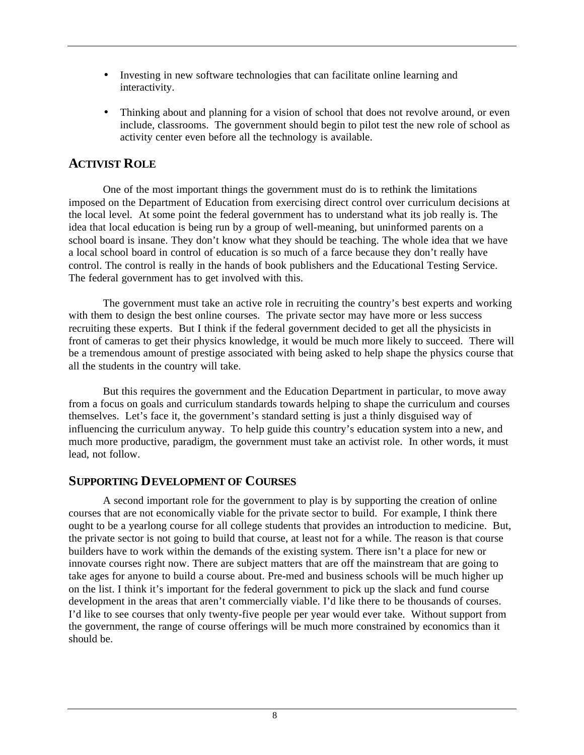- Investing in new software technologies that can facilitate online learning and interactivity.
- Thinking about and planning for a vision of school that does not revolve around, or even include, classrooms. The government should begin to pilot test the new role of school as activity center even before all the technology is available.

## Activist Role

One of the most important things the government must do is to rethink the limitations imposed on the Department of Education from exercising direct control over curriculum decisions at the local level. At some point the federal government has to understand what its job really is. The idea that local education is being run by a group of well-meaning, but uninformed parents on a school board is insane. They don't know what they should be teaching. The whole idea that we have a local school board in control of education is so much of a farce because they don't really have control. The control is really in the hands of book publishers and the Educational Testing Service. The federal government has to get involved with this.

The government must take an active role in recruiting the country's best experts and working with them to design the best online courses. The private sector may have more or less success recruiting these experts. But I think if the federal government decided to get all the physicists in front of cameras to get their physics knowledge, it would be much more likely to succeed. There will be a tremendous amount of prestige associated with being asked to help shape the physics course that all the students in the country will take.

But this requires the government and the Education Department in particular, to move away from a focus on goals and curriculum standards towards helping to shape the curriculum and courses themselves. Let's face it, the government's standard setting is just a thinly disguised way of influencing the curriculum anyway. To help guide this country's education system into a new, and much more productive, paradigm, the government must take an activist role. In other words, it must lead, not follow.

## Supporting Development of Courses

A second important role for the government to play is by supporting the creation of online courses that are not economically viable for the private sector to build. For example, I think there ought to be a yearlong course for all college students that provides an introduction to medicine. But, the private sector is not going to build that course, at least not for a while. The reason is that course builders have to work within the demands of the existing system. There isn't a place for new or innovate courses right now. There are subject matters that are off the mainstream that are going to take ages for anyone to build a course about. Pre-med and business schools will be much higher up on the list. I think it's important for the federal government to pick up the slack and fund course development in the areas that aren't commercially viable. I'd like there to be thousands of courses. I'd like to see courses that only twenty-five people per year would ever take. Without support from the government, the range of course offerings will be much more constrained by economics than it should be.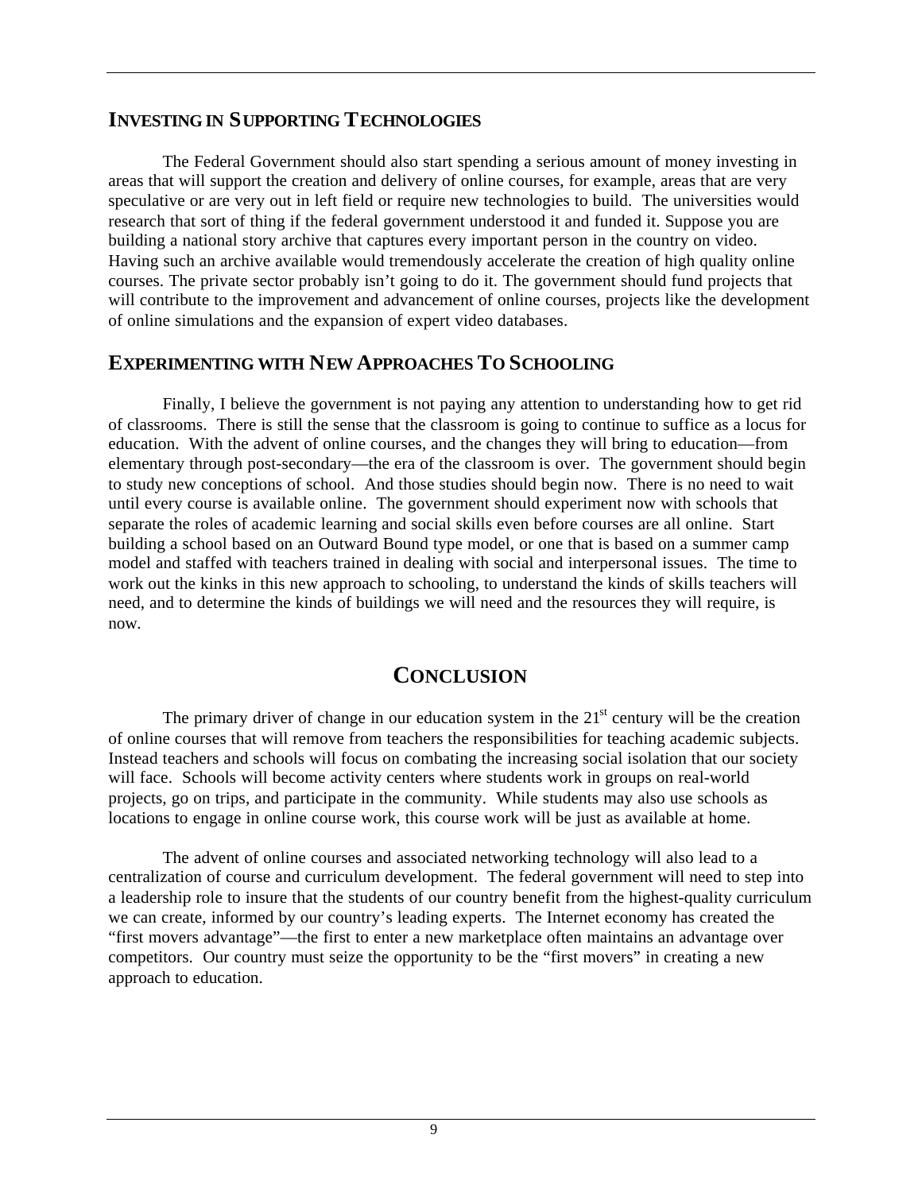### Investing in Supporting Technologies

The Federal Government should also start spending a serious amount of money investing in areas that will support the creation and delivery of online courses, for example, areas that are very speculative or are very out in left field or require new technologies to build. The universities would research that sort of thing if the federal government understood it and funded it. Suppose you are building a national story archive that captures every important person in the country on video. Having such an archive available would tremendously accelerate the creation of high quality online courses. The private sector probably isn't going to do it. The government should fund projects that will contribute to the improvement and advancement of online courses, projects like the development of online simulations and the expansion of expert video databases.

### Experimenting with New Approaches To Schooling

Finally, I believe the government is not paying any attention to understanding how to get rid of classrooms. There is still the sense that the classroom is going to continue to suffice as a locus for education. With the advent of online courses, and the changes they will bring to education—from elementary through post-secondary—the era of the classroom is over. The government should begin to study new conceptions of school. And those studies should begin now. There is no need to wait until every course is available online. The government should experiment now with schools that separate the roles of academic learning and social skills even before courses are all online. Start building a school based on an Outward Bound type model, or one that is based on a summer camp model and staffed with teachers trained in dealing with social and interpersonal issues. The time to work out the kinks in this new approach to schooling, to understand the kinds of skills teachers will need, and to determine the kinds of buildings we will need and the resources they will require, is now.

## Conclusion

The primary driver of change in our education system in the 21st century will be the creation of online courses that will remove from teachers the responsibilities for teaching academic subjects. Instead teachers and schools will focus on combating the increasing social isolation that our society will face. Schools will become activity centers where students work in groups on real-world projects, go on trips, and participate in the community. While students may also use schools as locations to engage in online course work, this course work will be just as available at home.

The advent of online courses and associated networking technology will also lead to a centralization of course and curriculum development. The federal government will need to step into a leadership role to insure that the students of our country benefit from the highest-quality curriculum we can create, informed by our country's leading experts. The Internet economy has created the "first movers advantage"—the first to enter a new marketplace often maintains an advantage over competitors. Our country must seize the opportunity to be the "first movers" in creating a new approach to education.